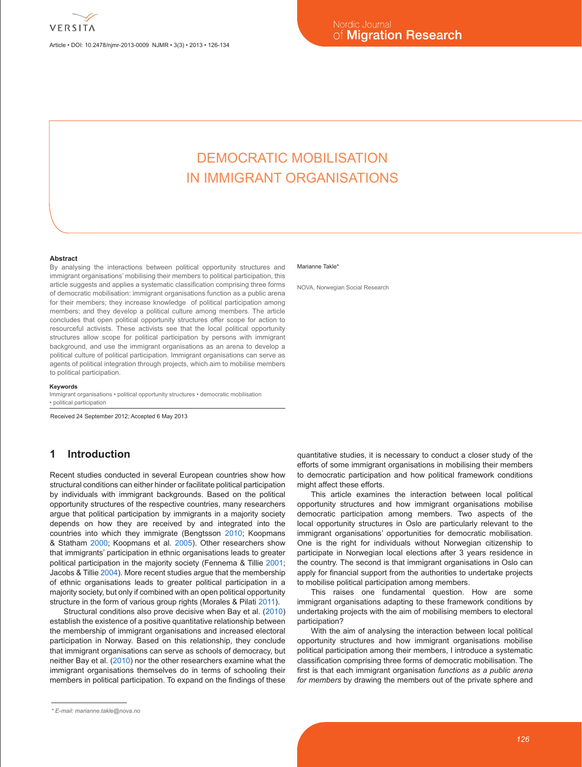# DEMOCRATIC MOBILISATION IN IMMIGRANT ORGANISATIONS

Marianne Takle*

NOVA, Norwegian Social Research

### Abstract

By analysing the interactions between political opportunity structures and immigrant organisations' mobilising their members to political participation, this article suggests and applies a systematic classification comprising three forms of democratic mobilisation: immigrant organisations function as a public arena for their members; they increase knowledge of political participation among members; and they develop a political culture among members. The article concludes that open political opportunity structures offer scope for action to resourceful activists. These activists see that the local political opportunity structures allow scope for political participation by persons with immigrant background, and use the immigrant organisations as an arena to develop a political culture of political participation. Immigrant organisations can serve as agents of political integration through projects, which aim to mobilise members to political participation.

### Keywords

Immigrant organisations • political opportunity structures • democratic mobilisation • political participation

Received 24 September 2012; Accepted 6 May 2013

## 1 Introduction

Recent studies conducted in several European countries show how structural conditions can either hinder or facilitate political participation by individuals with immigrant backgrounds. Based on the political opportunity structures of the respective countries, many researchers argue that political participation by immigrants in a majority society depends on how they are received by and integrated into the countries into which they immigrate (Bengtsson 2010; Koopmans & Statham 2000; Koopmans et al. 2005). Other researchers show that immigrants' participation in ethnic organisations leads to greater political participation in the majority society (Fennema & Tillie 2001; Jacobs & Tillie 2004). More recent studies argue that the membership of ethnic organisations leads to greater political participation in a majority society, but only if combined with an open political opportunity structure in the form of various group rights (Morales & Pilati 2011).

Structural conditions also prove decisive when Bay et al. (2010) establish the existence of a positive quantitative relationship between the membership of immigrant organisations and increased electoral participation in Norway. Based on this relationship, they conclude that immigrant organisations can serve as schools of democracy, but neither Bay et al. (2010) nor the other researchers examine what the immigrant organisations themselves do in terms of schooling their members in political participation. To expand on the findings of these quantitative studies, it is necessary to conduct a closer study of the efforts of some immigrant organisations in mobilising their members to democratic participation and how political framework conditions might affect these efforts.

This article examines the interaction between local political opportunity structures and how immigrant organisations mobilise democratic participation among members. Two aspects of the local opportunity structures in Oslo are particularly relevant to the immigrant organisations' opportunities for democratic mobilisation. One is the right for individuals without Norwegian citizenship to participate in Norwegian local elections after 3 years residence in the country. The second is that immigrant organisations in Oslo can apply for financial support from the authorities to undertake projects to mobilise political participation among members.

This raises one fundamental question. How are some immigrant organisations adapting to these framework conditions by undertaking projects with the aim of mobilising members to electoral participation?

With the aim of analysing the interaction between local political opportunity structures and how immigrant organisations mobilise political participation among their members, I introduce a systematic classification comprising three forms of democratic mobilisation. The first is that each immigrant organisation *functions as a public arena for members* by drawing the members out of the private sphere and

* E-mail: marianne.takle@nova.no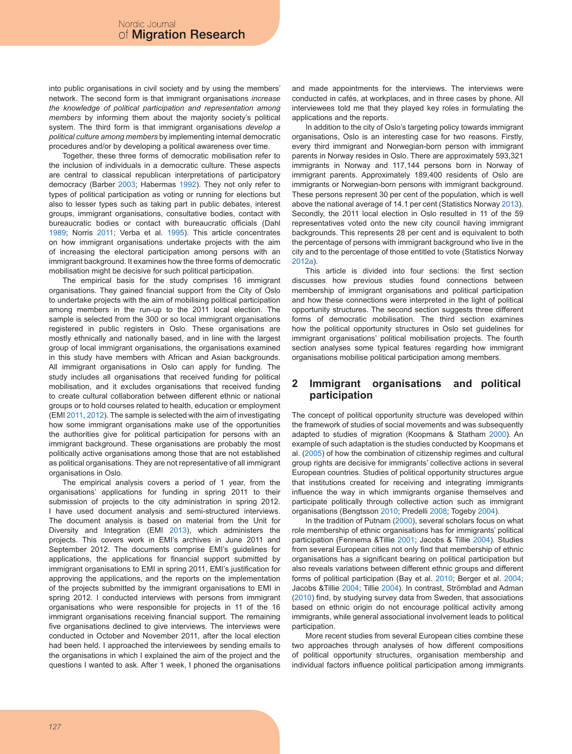into public organisations in civil society and by using the members' network. The second form is that immigrant organisations *increase the knowledge of political participation and representation among members* by informing them about the majority society's political system. The third form is that immigrant organisations *develop a political culture among members* by implementing internal democratic procedures and/or by developing a political awareness over time.

Together, these three forms of democratic mobilisation refer to the inclusion of individuals in a democratic culture. These aspects are central to classical republican interpretations of participatory democracy (Barber 2003; Habermas 1992). They not only refer to types of political participation as voting or running for elections but also to lesser types such as taking part in public debates, interest groups, immigrant organisations, consultative bodies, contact with bureaucratic bodies or contact with bureaucratic officials (Dahl 1989; Norris 2011; Verba et al. 1995). This article concentrates on how immigrant organisations undertake projects with the aim of increasing the electoral participation among persons with an immigrant background. It examines how the three forms of democratic mobilisation might be decisive for such political participation.

The empirical basis for the study comprises 16 immigrant organisations. They gained financial support from the City of Oslo to undertake projects with the aim of mobilising political participation among members in the run-up to the 2011 local election. The sample is selected from the 300 or so local immigrant organisations registered in public registers in Oslo. These organisations are mostly ethnically and nationally based, and in line with the largest group of local immigrant organisations, the organisations examined in this study have members with African and Asian backgrounds. All immigrant organisations in Oslo can apply for funding. The study includes all organisations that received funding for political mobilisation, and it excludes organisations that received funding to create cultural collaboration between different ethnic or national groups or to hold courses related to health, education or employment (EMI 2011, 2012). The sample is selected with the aim of investigating how some immigrant organisations make use of the opportunities the authorities give for political participation for persons with an immigrant background. These organisations are probably the most politically active organisations among those that are not established as political organisations. They are not representative of all immigrant organisations in Oslo.

The empirical analysis covers a period of 1 year, from the organisations' applications for funding in spring 2011 to their submission of projects to the city administration in spring 2012. I have used document analysis and semi-structured interviews. The document analysis is based on material from the Unit for Diversity and Integration (EMI 2013), which administers the projects. This covers work in EMI's archives in June 2011 and September 2012. The documents comprise EMI's guidelines for applications, the applications for financial support submitted by immigrant organisations to EMI in spring 2011, EMI's justification for approving the applications, and the reports on the implementation of the projects submitted by the immigrant organisations to EMI in spring 2012. I conducted interviews with persons from immigrant organisations who were responsible for projects in 11 of the 16 immigrant organisations receiving financial support. The remaining five organisations declined to give interviews. The interviews were conducted in October and November 2011, after the local election had been held. I approached the interviewees by sending emails to the organisations in which I explained the aim of the project and the questions I wanted to ask. After 1 week, I phoned the organisations and made appointments for the interviews. The interviews were conducted in cafés, at workplaces, and in three cases by phone. All interviewees told me that they played key roles in formulating the applications and the reports.

In addition to the city of Oslo's targeting policy towards immigrant organisations, Oslo is an interesting case for two reasons. Firstly, every third immigrant and Norwegian-born person with immigrant parents in Norway resides in Oslo. There are approximately 593,321 immigrants in Norway and 117,144 persons born in Norway of immigrant parents. Approximately 189,400 residents of Oslo are immigrants or Norwegian-born persons with immigrant background. These persons represent 30 per cent of the population, which is well above the national average of 14.1 per cent (Statistics Norway 2013). Secondly, the 2011 local election in Oslo resulted in 11 of the 59 representatives voted onto the new city council having immigrant backgrounds. This represents 28 per cent and is equivalent to both the percentage of persons with immigrant background who live in the city and to the percentage of those entitled to vote (Statistics Norway 2012a).

This article is divided into four sections: the first section discusses how previous studies found connections between membership of immigrant organisations and political participation and how these connections were interpreted in the light of political opportunity structures. The second section suggests three different forms of democratic mobilisation. The third section examines how the political opportunity structures in Oslo set guidelines for immigrant organisations' political mobilisation projects. The fourth section analyses some typical features regarding how immigrant organisations mobilise political participation among members.

## 2 Immigrant organisations and political participation

The concept of political opportunity structure was developed within the framework of studies of social movements and was subsequently adapted to studies of migration (Koopmans & Statham 2000). An example of such adaptation is the studies conducted by Koopmans et al. (2005) of how the combination of citizenship regimes and cultural group rights are decisive for immigrants' collective actions in several European countries. Studies of political opportunity structures argue that institutions created for receiving and integrating immigrants influence the way in which immigrants organise themselves and participate politically through collective action such as immigrant organisations (Bengtsson 2010; Predelli 2008; Togeby 2004).

In the tradition of Putnam (2000), several scholars focus on what role membership of ethnic organisations has for immigrants' political participation (Fennema &Tillie 2001; Jacobs & Tillie 2004). Studies from several European cities not only find that membership of ethnic organisations has a significant bearing on political participation but also reveals variations between different ethnic groups and different forms of political participation (Bay et al. 2010; Berger et al. 2004; Jacobs &Tillie 2004; Tillie 2004). In contrast, Strömblad and Adman (2010) find, by studying survey data from Sweden, that associations based on ethnic origin do not encourage political activity among immigrants, while general associational involvement leads to political participation.

More recent studies from several European cities combine these two approaches through analyses of how different compositions of political opportunity structures, organisation membership and individual factors influence political participation among immigrants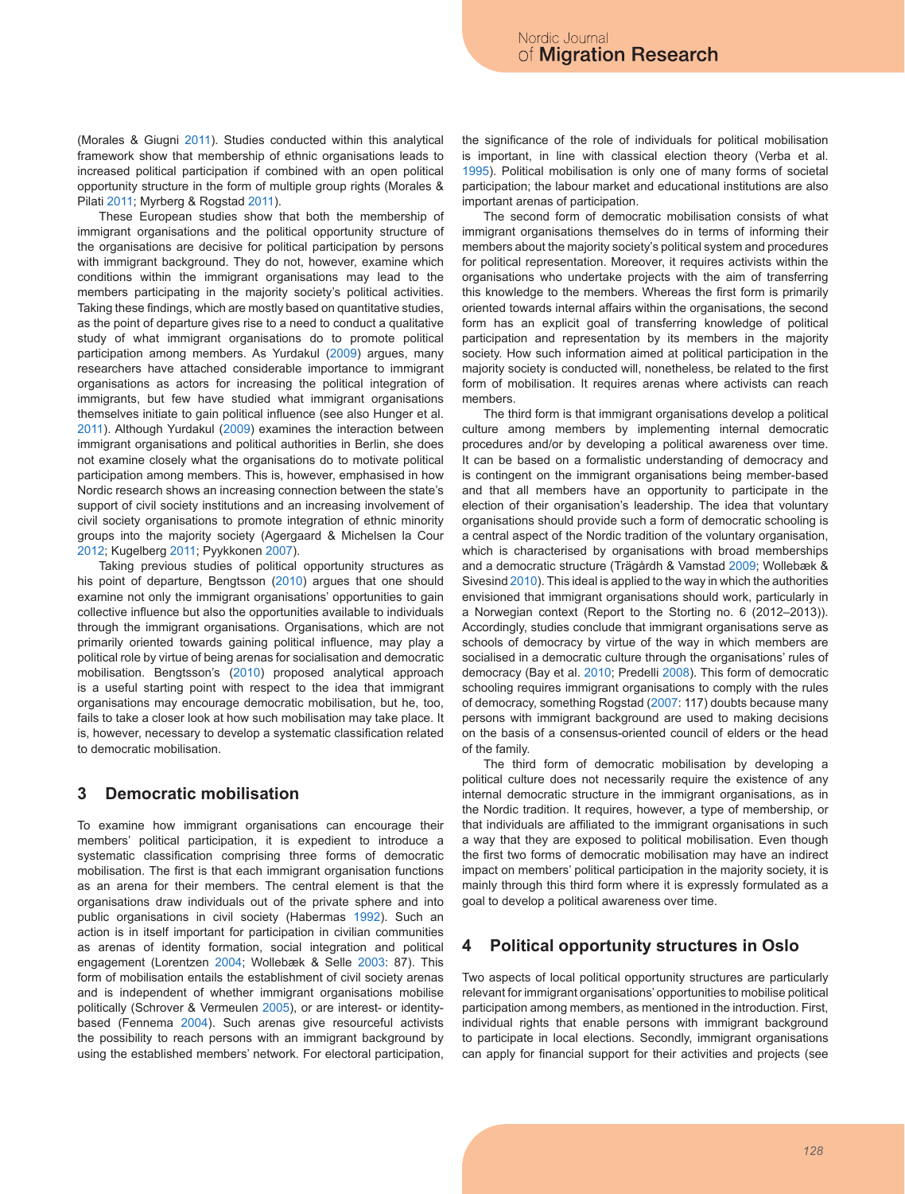(Morales & Giugni 2011). Studies conducted within this analytical framework show that membership of ethnic organisations leads to increased political participation if combined with an open political opportunity structure in the form of multiple group rights (Morales & Pilati 2011; Myrberg & Rogstad 2011).

These European studies show that both the membership of immigrant organisations and the political opportunity structure of the organisations are decisive for political participation by persons with immigrant background. They do not, however, examine which conditions within the immigrant organisations may lead to the members participating in the majority society's political activities. Taking these findings, which are mostly based on quantitative studies, as the point of departure gives rise to a need to conduct a qualitative study of what immigrant organisations do to promote political participation among members. As Yurdakul (2009) argues, many researchers have attached considerable importance to immigrant organisations as actors for increasing the political integration of immigrants, but few have studied what immigrant organisations themselves initiate to gain political influence (see also Hunger et al. 2011). Although Yurdakul (2009) examines the interaction between immigrant organisations and political authorities in Berlin, she does not examine closely what the organisations do to motivate political participation among members. This is, however, emphasised in how Nordic research shows an increasing connection between the state's support of civil society institutions and an increasing involvement of civil society organisations to promote integration of ethnic minority groups into the majority society (Agergaard & Michelsen la Cour 2012; Kugelberg 2011; Pyykkonen 2007).

Taking previous studies of political opportunity structures as his point of departure, Bengtsson (2010) argues that one should examine not only the immigrant organisations' opportunities to gain collective influence but also the opportunities available to individuals through the immigrant organisations. Organisations, which are not primarily oriented towards gaining political influence, may play a political role by virtue of being arenas for socialisation and democratic mobilisation. Bengtsson's (2010) proposed analytical approach is a useful starting point with respect to the idea that immigrant organisations may encourage democratic mobilisation, but he, too, fails to take a closer look at how such mobilisation may take place. It is, however, necessary to develop a systematic classification related to democratic mobilisation.

## 3 Democratic mobilisation

To examine how immigrant organisations can encourage their members' political participation, it is expedient to introduce a systematic classification comprising three forms of democratic mobilisation. The first is that each immigrant organisation functions as an arena for their members. The central element is that the organisations draw individuals out of the private sphere and into public organisations in civil society (Habermas 1992). Such an action is in itself important for participation in civilian communities as arenas of identity formation, social integration and political engagement (Lorentzen 2004; Wollebæk & Selle 2003: 87). This form of mobilisation entails the establishment of civil society arenas and is independent of whether immigrant organisations mobilise politically (Schrover & Vermeulen 2005), or are interest- or identity-based (Fennema 2004). Such arenas give resourceful activists the possibility to reach persons with an immigrant background by using the established members' network. For electoral participation, the significance of the role of individuals for political mobilisation is important, in line with classical election theory (Verba et al. 1995). Political mobilisation is only one of many forms of societal participation; the labour market and educational institutions are also important arenas of participation.

The second form of democratic mobilisation consists of what immigrant organisations themselves do in terms of informing their members about the majority society's political system and procedures for political representation. Moreover, it requires activists within the organisations who undertake projects with the aim of transferring this knowledge to the members. Whereas the first form is primarily oriented towards internal affairs within the organisations, the second form has an explicit goal of transferring knowledge of political participation and representation by its members in the majority society. How such information aimed at political participation in the majority society is conducted will, nonetheless, be related to the first form of mobilisation. It requires arenas where activists can reach members.

The third form is that immigrant organisations develop a political culture among members by implementing internal democratic procedures and/or by developing a political awareness over time. It can be based on a formalistic understanding of democracy and is contingent on the immigrant organisations being member-based and that all members have an opportunity to participate in the election of their organisation's leadership. The idea that voluntary organisations should provide such a form of democratic schooling is a central aspect of the Nordic tradition of the voluntary organisation, which is characterised by organisations with broad memberships and a democratic structure (Trägårdh & Vamstad 2009; Wollebæk & Sivesind 2010). This ideal is applied to the way in which the authorities envisioned that immigrant organisations should work, particularly in a Norwegian context (Report to the Storting no. 6 (2012–2013)). Accordingly, studies conclude that immigrant organisations serve as schools of democracy by virtue of the way in which members are socialised in a democratic culture through the organisations' rules of democracy (Bay et al. 2010; Predelli 2008). This form of democratic schooling requires immigrant organisations to comply with the rules of democracy, something Rogstad (2007: 117) doubts because many persons with immigrant background are used to making decisions on the basis of a consensus-oriented council of elders or the head of the family.

The third form of democratic mobilisation by developing a political culture does not necessarily require the existence of any internal democratic structure in the immigrant organisations, as in the Nordic tradition. It requires, however, a type of membership, or that individuals are affiliated to the immigrant organisations in such a way that they are exposed to political mobilisation. Even though the first two forms of democratic mobilisation may have an indirect impact on members' political participation in the majority society, it is mainly through this third form where it is expressly formulated as a goal to develop a political awareness over time.

## 4 Political opportunity structures in Oslo

Two aspects of local political opportunity structures are particularly relevant for immigrant organisations' opportunities to mobilise political participation among members, as mentioned in the introduction. First, individual rights that enable persons with immigrant background to participate in local elections. Secondly, immigrant organisations can apply for financial support for their activities and projects (see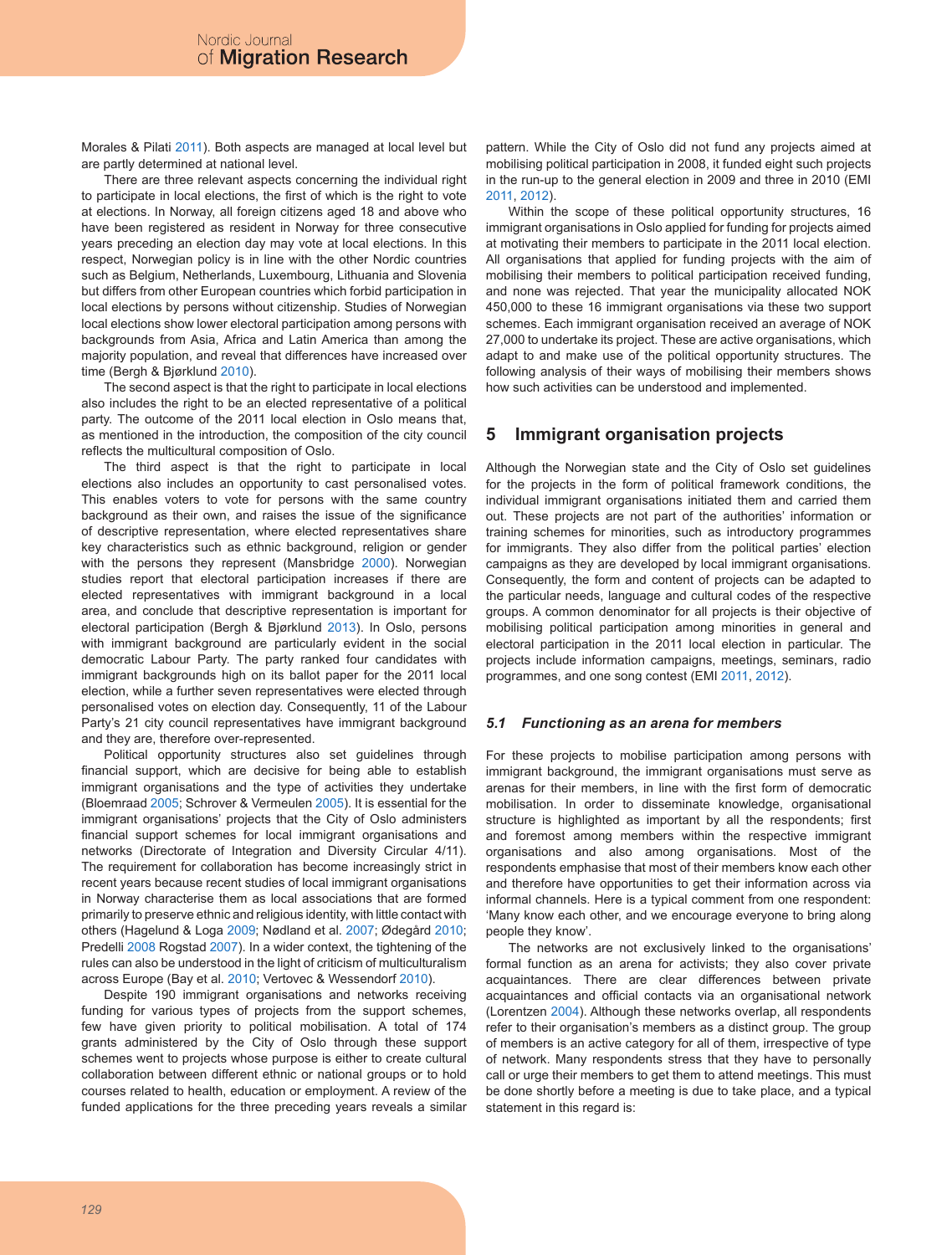Morales & Pilati 2011). Both aspects are managed at local level but are partly determined at national level.

There are three relevant aspects concerning the individual right to participate in local elections, the first of which is the right to vote at elections. In Norway, all foreign citizens aged 18 and above who have been registered as resident in Norway for three consecutive years preceding an election day may vote at local elections. In this respect, Norwegian policy is in line with the other Nordic countries such as Belgium, Netherlands, Luxembourg, Lithuania and Slovenia but differs from other European countries which forbid participation in local elections by persons without citizenship. Studies of Norwegian local elections show lower electoral participation among persons with backgrounds from Asia, Africa and Latin America than among the majority population, and reveal that differences have increased over time (Bergh & Bjørklund 2010).

The second aspect is that the right to participate in local elections also includes the right to be an elected representative of a political party. The outcome of the 2011 local election in Oslo means that, as mentioned in the introduction, the composition of the city council reflects the multicultural composition of Oslo.

The third aspect is that the right to participate in local elections also includes an opportunity to cast personalised votes. This enables voters to vote for persons with the same country background as their own, and raises the issue of the significance of descriptive representation, where elected representatives share key characteristics such as ethnic background, religion or gender with the persons they represent (Mansbridge 2000). Norwegian studies report that electoral participation increases if there are elected representatives with immigrant background in a local area, and conclude that descriptive representation is important for electoral participation (Bergh & Bjørklund 2013). In Oslo, persons with immigrant background are particularly evident in the social democratic Labour Party. The party ranked four candidates with immigrant backgrounds high on its ballot paper for the 2011 local election, while a further seven representatives were elected through personalised votes on election day. Consequently, 11 of the Labour Party's 21 city council representatives have immigrant background and they are, therefore over-represented.

Political opportunity structures also set guidelines through financial support, which are decisive for being able to establish immigrant organisations and the type of activities they undertake (Bloemraad 2005; Schrover & Vermeulen 2005). It is essential for the immigrant organisations' projects that the City of Oslo administers financial support schemes for local immigrant organisations and networks (Directorate of Integration and Diversity Circular 4/11). The requirement for collaboration has become increasingly strict in recent years because recent studies of local immigrant organisations in Norway characterise them as local associations that are formed primarily to preserve ethnic and religious identity, with little contact with others (Hagelund & Loga 2009; Nødland et al. 2007; Ødegård 2010; Predelli 2008 Rogstad 2007). In a wider context, the tightening of the rules can also be understood in the light of criticism of multiculturalism across Europe (Bay et al. 2010; Vertovec & Wessendorf 2010).

Despite 190 immigrant organisations and networks receiving funding for various types of projects from the support schemes, few have given priority to political mobilisation. A total of 174 grants administered by the City of Oslo through these support schemes went to projects whose purpose is either to create cultural collaboration between different ethnic or national groups or to hold courses related to health, education or employment. A review of the funded applications for the three preceding years reveals a similar pattern. While the City of Oslo did not fund any projects aimed at mobilising political participation in 2008, it funded eight such projects in the run-up to the general election in 2009 and three in 2010 (EMI 2011, 2012).

Within the scope of these political opportunity structures, 16 immigrant organisations in Oslo applied for funding for projects aimed at motivating their members to participate in the 2011 local election. All organisations that applied for funding projects with the aim of mobilising their members to political participation received funding, and none was rejected. That year the municipality allocated NOK 450,000 to these 16 immigrant organisations via these two support schemes. Each immigrant organisation received an average of NOK 27,000 to undertake its project. These are active organisations, which adapt to and make use of the political opportunity structures. The following analysis of their ways of mobilising their members shows how such activities can be understood and implemented.

## 5 Immigrant organisation projects

Although the Norwegian state and the City of Oslo set guidelines for the projects in the form of political framework conditions, the individual immigrant organisations initiated them and carried them out. These projects are not part of the authorities' information or training schemes for minorities, such as introductory programmes for immigrants. They also differ from the political parties' election campaigns as they are developed by local immigrant organisations. Consequently, the form and content of projects can be adapted to the particular needs, language and cultural codes of the respective groups. A common denominator for all projects is their objective of mobilising political participation among minorities in general and electoral participation in the 2011 local election in particular. The projects include information campaigns, meetings, seminars, radio programmes, and one song contest (EMI 2011, 2012).

### *5.1 Functioning as an arena for members*

For these projects to mobilise participation among persons with immigrant background, the immigrant organisations must serve as arenas for their members, in line with the first form of democratic mobilisation. In order to disseminate knowledge, organisational structure is highlighted as important by all the respondents; first and foremost among members within the respective immigrant organisations and also among organisations. Most of the respondents emphasise that most of their members know each other and therefore have opportunities to get their information across via informal channels. Here is a typical comment from one respondent: 'Many know each other, and we encourage everyone to bring along people they know'.

The networks are not exclusively linked to the organisations' formal function as an arena for activists; they also cover private acquaintances. There are clear differences between private acquaintances and official contacts via an organisational network (Lorentzen 2004). Although these networks overlap, all respondents refer to their organisation's members as a distinct group. The group of members is an active category for all of them, irrespective of type of network. Many respondents stress that they have to personally call or urge their members to get them to attend meetings. This must be done shortly before a meeting is due to take place, and a typical statement in this regard is: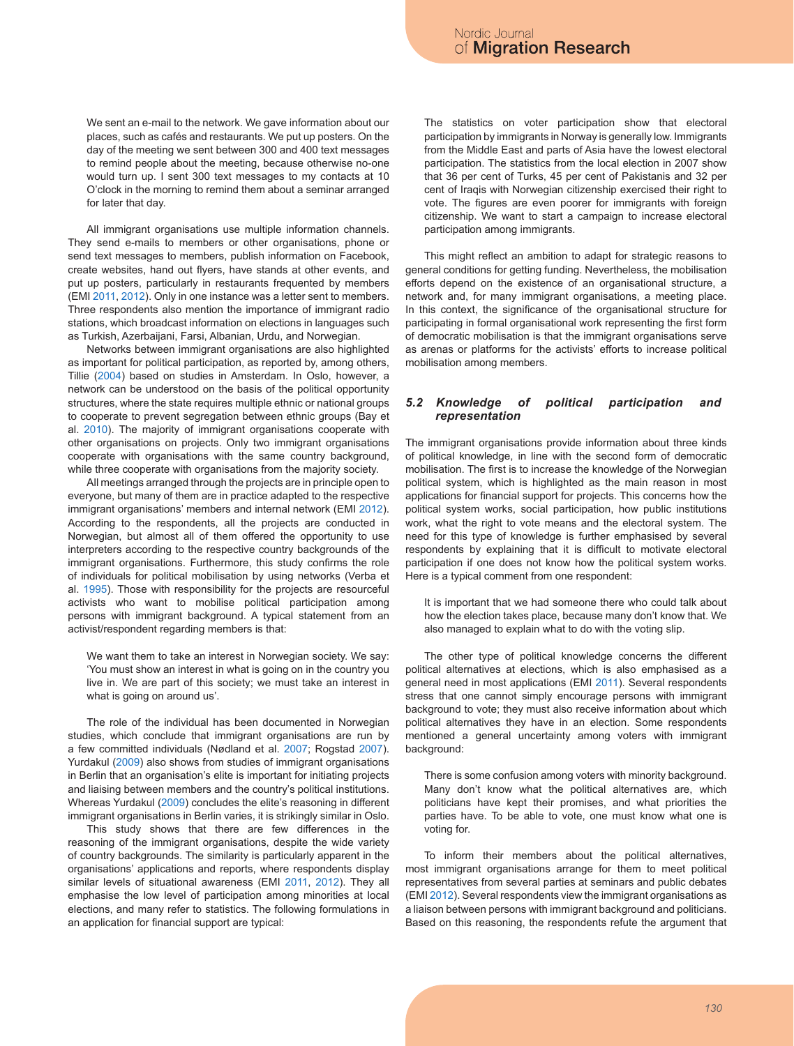> We sent an e-mail to the network. We gave information about our places, such as cafés and restaurants. We put up posters. On the day of the meeting we sent between 300 and 400 text messages to remind people about the meeting, because otherwise no-one would turn up. I sent 300 text messages to my contacts at 10 O'clock in the morning to remind them about a seminar arranged for later that day.

All immigrant organisations use multiple information channels. They send e-mails to members or other organisations, phone or send text messages to members, publish information on Facebook, create websites, hand out flyers, have stands at other events, and put up posters, particularly in restaurants frequented by members (EMI 2011, 2012). Only in one instance was a letter sent to members. Three respondents also mention the importance of immigrant radio stations, which broadcast information on elections in languages such as Turkish, Azerbaijani, Farsi, Albanian, Urdu, and Norwegian.

Networks between immigrant organisations are also highlighted as important for political participation, as reported by, among others, Tillie (2004) based on studies in Amsterdam. In Oslo, however, a network can be understood on the basis of the political opportunity structures, where the state requires multiple ethnic or national groups to cooperate to prevent segregation between ethnic groups (Bay et al. 2010). The majority of immigrant organisations cooperate with other organisations on projects. Only two immigrant organisations cooperate with organisations with the same country background, while three cooperate with organisations from the majority society.

All meetings arranged through the projects are in principle open to everyone, but many of them are in practice adapted to the respective immigrant organisations' members and internal network (EMI 2012). According to the respondents, all the projects are conducted in Norwegian, but almost all of them offered the opportunity to use interpreters according to the respective country backgrounds of the immigrant organisations. Furthermore, this study confirms the role of individuals for political mobilisation by using networks (Verba et al. 1995). Those with responsibility for the projects are resourceful activists who want to mobilise political participation among persons with immigrant background. A typical statement from an activist/respondent regarding members is that:

> We want them to take an interest in Norwegian society. We say: 'You must show an interest in what is going on in the country you live in. We are part of this society; we must take an interest in what is going on around us'.

The role of the individual has been documented in Norwegian studies, which conclude that immigrant organisations are run by a few committed individuals (Nødland et al. 2007; Rogstad 2007). Yurdakul (2009) also shows from studies of immigrant organisations in Berlin that an organisation's elite is important for initiating projects and liaising between members and the country's political institutions. Whereas Yurdakul (2009) concludes the elite's reasoning in different immigrant organisations in Berlin varies, it is strikingly similar in Oslo.

This study shows that there are few differences in the reasoning of the immigrant organisations, despite the wide variety of country backgrounds. The similarity is particularly apparent in the organisations' applications and reports, where respondents display similar levels of situational awareness (EMI 2011, 2012). They all emphasise the low level of participation among minorities at local elections, and many refer to statistics. The following formulations in an application for financial support are typical:

> The statistics on voter participation show that electoral participation by immigrants in Norway is generally low. Immigrants from the Middle East and parts of Asia have the lowest electoral participation. The statistics from the local election in 2007 show that 36 per cent of Turks, 45 per cent of Pakistanis and 32 per cent of Iraqis with Norwegian citizenship exercised their right to vote. The figures are even poorer for immigrants with foreign citizenship. We want to start a campaign to increase electoral participation among immigrants.

This might reflect an ambition to adapt for strategic reasons to general conditions for getting funding. Nevertheless, the mobilisation efforts depend on the existence of an organisational structure, a network and, for many immigrant organisations, a meeting place. In this context, the significance of the organisational structure for participating in formal organisational work representing the first form of democratic mobilisation is that the immigrant organisations serve as arenas or platforms for the activists' efforts to increase political mobilisation among members.

### *5.2 Knowledge of political participation and representation*

The immigrant organisations provide information about three kinds of political knowledge, in line with the second form of democratic mobilisation. The first is to increase the knowledge of the Norwegian political system, which is highlighted as the main reason in most applications for financial support for projects. This concerns how the political system works, social participation, how public institutions work, what the right to vote means and the electoral system. The need for this type of knowledge is further emphasised by several respondents by explaining that it is difficult to motivate electoral participation if one does not know how the political system works. Here is a typical comment from one respondent:

> It is important that we had someone there who could talk about how the election takes place, because many don't know that. We also managed to explain what to do with the voting slip.

The other type of political knowledge concerns the different political alternatives at elections, which is also emphasised as a general need in most applications (EMI 2011). Several respondents stress that one cannot simply encourage persons with immigrant background to vote; they must also receive information about which political alternatives they have in an election. Some respondents mentioned a general uncertainty among voters with immigrant background:

> There is some confusion among voters with minority background. Many don't know what the political alternatives are, which politicians have kept their promises, and what priorities the parties have. To be able to vote, one must know what one is voting for.

To inform their members about the political alternatives, most immigrant organisations arrange for them to meet political representatives from several parties at seminars and public debates (EMI 2012). Several respondents view the immigrant organisations as a liaison between persons with immigrant background and politicians. Based on this reasoning, the respondents refute the argument that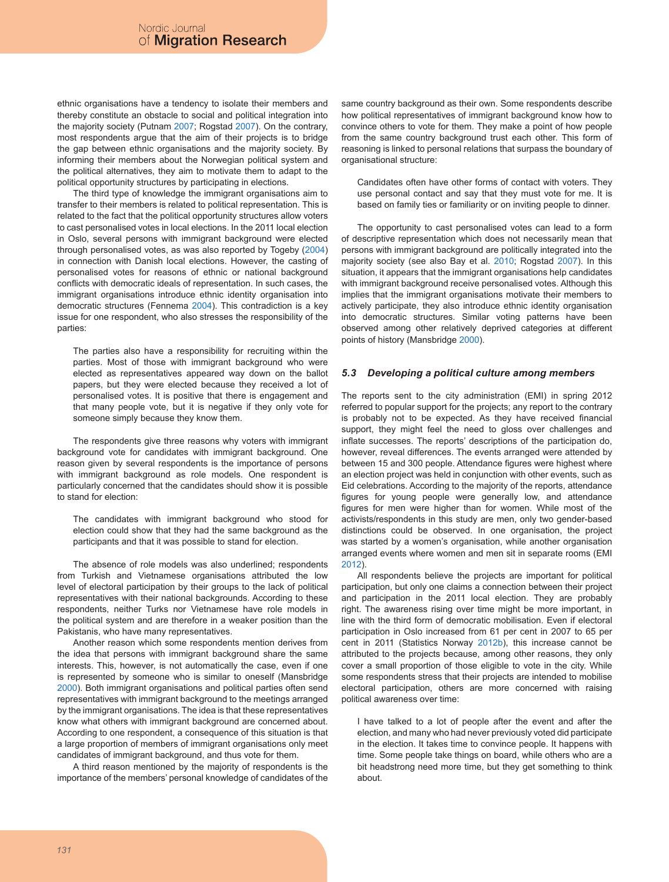ethnic organisations have a tendency to isolate their members and thereby constitute an obstacle to social and political integration into the majority society (Putnam 2007; Rogstad 2007). On the contrary, most respondents argue that the aim of their projects is to bridge the gap between ethnic organisations and the majority society. By informing their members about the Norwegian political system and the political alternatives, they aim to motivate them to adapt to the political opportunity structures by participating in elections.

The third type of knowledge the immigrant organisations aim to transfer to their members is related to political representation. This is related to the fact that the political opportunity structures allow voters to cast personalised votes in local elections. In the 2011 local election in Oslo, several persons with immigrant background were elected through personalised votes, as was also reported by Togeby (2004) in connection with Danish local elections. However, the casting of personalised votes for reasons of ethnic or national background conflicts with democratic ideals of representation. In such cases, the immigrant organisations introduce ethnic identity organisation into democratic structures (Fennema 2004). This contradiction is a key issue for one respondent, who also stresses the responsibility of the parties:

> The parties also have a responsibility for recruiting within the parties. Most of those with immigrant background who were elected as representatives appeared way down on the ballot papers, but they were elected because they received a lot of personalised votes. It is positive that there is engagement and that many people vote, but it is negative if they only vote for someone simply because they know them.

The respondents give three reasons why voters with immigrant background vote for candidates with immigrant background. One reason given by several respondents is the importance of persons with immigrant background as role models. One respondent is particularly concerned that the candidates should show it is possible to stand for election:

> The candidates with immigrant background who stood for election could show that they had the same background as the participants and that it was possible to stand for election.

The absence of role models was also underlined; respondents from Turkish and Vietnamese organisations attributed the low level of electoral participation by their groups to the lack of political representatives with their national backgrounds. According to these respondents, neither Turks nor Vietnamese have role models in the political system and are therefore in a weaker position than the Pakistanis, who have many representatives.

Another reason which some respondents mention derives from the idea that persons with immigrant background share the same interests. This, however, is not automatically the case, even if one is represented by someone who is similar to oneself (Mansbridge 2000). Both immigrant organisations and political parties often send representatives with immigrant background to the meetings arranged by the immigrant organisations. The idea is that these representatives know what others with immigrant background are concerned about. According to one respondent, a consequence of this situation is that a large proportion of members of immigrant organisations only meet candidates of immigrant background, and thus vote for them.

A third reason mentioned by the majority of respondents is the importance of the members' personal knowledge of candidates of the same country background as their own. Some respondents describe how political representatives of immigrant background know how to convince others to vote for them. They make a point of how people from the same country background trust each other. This form of reasoning is linked to personal relations that surpass the boundary of organisational structure:

> Candidates often have other forms of contact with voters. They use personal contact and say that they must vote for me. It is based on family ties or familiarity or on inviting people to dinner.

The opportunity to cast personalised votes can lead to a form of descriptive representation which does not necessarily mean that persons with immigrant background are politically integrated into the majority society (see also Bay et al. 2010; Rogstad 2007). In this situation, it appears that the immigrant organisations help candidates with immigrant background receive personalised votes. Although this implies that the immigrant organisations motivate their members to actively participate, they also introduce ethnic identity organisation into democratic structures. Similar voting patterns have been observed among other relatively deprived categories at different points of history (Mansbridge 2000).

### *5.3 Developing a political culture among members*

The reports sent to the city administration (EMI) in spring 2012 referred to popular support for the projects; any report to the contrary is probably not to be expected. As they have received financial support, they might feel the need to gloss over challenges and inflate successes. The reports' descriptions of the participation do, however, reveal differences. The events arranged were attended by between 15 and 300 people. Attendance figures were highest where an election project was held in conjunction with other events, such as Eid celebrations. According to the majority of the reports, attendance figures for young people were generally low, and attendance figures for men were higher than for women. While most of the activists/respondents in this study are men, only two gender-based distinctions could be observed. In one organisation, the project was started by a women's organisation, while another organisation arranged events where women and men sit in separate rooms (EMI 2012).

All respondents believe the projects are important for political participation, but only one claims a connection between their project and participation in the 2011 local election. They are probably right. The awareness rising over time might be more important, in line with the third form of democratic mobilisation. Even if electoral participation in Oslo increased from 61 per cent in 2007 to 65 per cent in 2011 (Statistics Norway 2012b), this increase cannot be attributed to the projects because, among other reasons, they only cover a small proportion of those eligible to vote in the city. While some respondents stress that their projects are intended to mobilise electoral participation, others are more concerned with raising political awareness over time:

> I have talked to a lot of people after the event and after the election, and many who had never previously voted did participate in the election. It takes time to convince people. It happens with time. Some people take things on board, while others who are a bit headstrong need more time, but they get something to think about.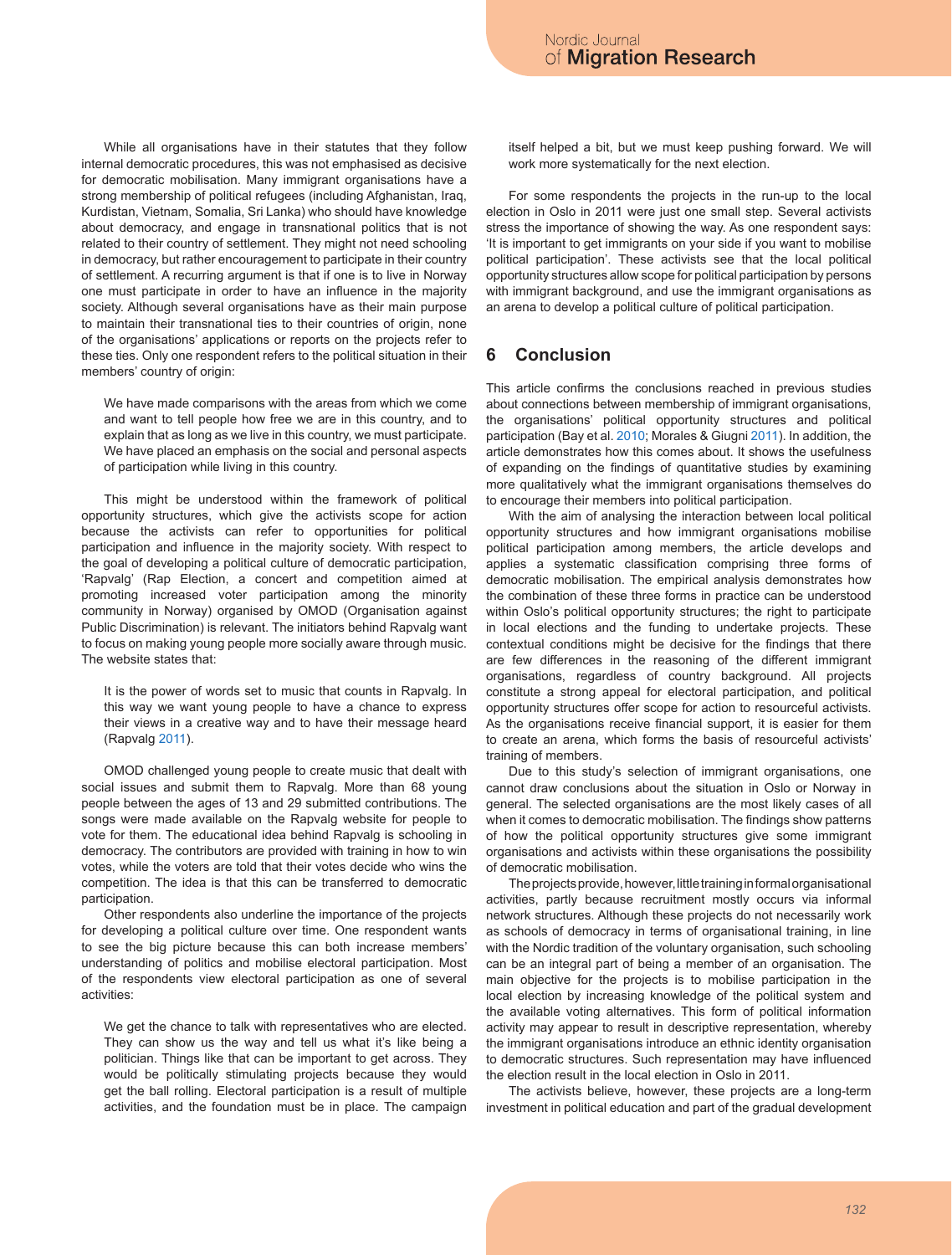While all organisations have in their statutes that they follow internal democratic procedures, this was not emphasised as decisive for democratic mobilisation. Many immigrant organisations have a strong membership of political refugees (including Afghanistan, Iraq, Kurdistan, Vietnam, Somalia, Sri Lanka) who should have knowledge about democracy, and engage in transnational politics that is not related to their country of settlement. They might not need schooling in democracy, but rather encouragement to participate in their country of settlement. A recurring argument is that if one is to live in Norway one must participate in order to have an influence in the majority society. Although several organisations have as their main purpose to maintain their transnational ties to their countries of origin, none of the organisations' applications or reports on the projects refer to these ties. Only one respondent refers to the political situation in their members' country of origin:

> We have made comparisons with the areas from which we come and want to tell people how free we are in this country, and to explain that as long as we live in this country, we must participate. We have placed an emphasis on the social and personal aspects of participation while living in this country.

This might be understood within the framework of political opportunity structures, which give the activists scope for action because the activists can refer to opportunities for political participation and influence in the majority society. With respect to the goal of developing a political culture of democratic participation, 'Rapvalg' (Rap Election, a concert and competition aimed at promoting increased voter participation among the minority community in Norway) organised by OMOD (Organisation against Public Discrimination) is relevant. The initiators behind Rapvalg want to focus on making young people more socially aware through music. The website states that:

> It is the power of words set to music that counts in Rapvalg. In this way we want young people to have a chance to express their views in a creative way and to have their message heard (Rapvalg 2011).

OMOD challenged young people to create music that dealt with social issues and submit them to Rapvalg. More than 68 young people between the ages of 13 and 29 submitted contributions. The songs were made available on the Rapvalg website for people to vote for them. The educational idea behind Rapvalg is schooling in democracy. The contributors are provided with training in how to win votes, while the voters are told that their votes decide who wins the competition. The idea is that this can be transferred to democratic participation.

Other respondents also underline the importance of the projects for developing a political culture over time. One respondent wants to see the big picture because this can both increase members' understanding of politics and mobilise electoral participation. Most of the respondents view electoral participation as one of several activities:

> We get the chance to talk with representatives who are elected. They can show us the way and tell us what it's like being a politician. Things like that can be important to get across. They would be politically stimulating projects because they would get the ball rolling. Electoral participation is a result of multiple activities, and the foundation must be in place. The campaign itself helped a bit, but we must keep pushing forward. We will work more systematically for the next election.

For some respondents the projects in the run-up to the local election in Oslo in 2011 were just one small step. Several activists stress the importance of showing the way. As one respondent says: 'It is important to get immigrants on your side if you want to mobilise political participation'. These activists see that the local political opportunity structures allow scope for political participation by persons with immigrant background, and use the immigrant organisations as an arena to develop a political culture of political participation.

## 6 Conclusion

This article confirms the conclusions reached in previous studies about connections between membership of immigrant organisations, the organisations' political opportunity structures and political participation (Bay et al. 2010; Morales & Giugni 2011). In addition, the article demonstrates how this comes about. It shows the usefulness of expanding on the findings of quantitative studies by examining more qualitatively what the immigrant organisations themselves do to encourage their members into political participation.

With the aim of analysing the interaction between local political opportunity structures and how immigrant organisations mobilise political participation among members, the article develops and applies a systematic classification comprising three forms of democratic mobilisation. The empirical analysis demonstrates how the combination of these three forms in practice can be understood within Oslo's political opportunity structures; the right to participate in local elections and the funding to undertake projects. These contextual conditions might be decisive for the findings that there are few differences in the reasoning of the different immigrant organisations, regardless of country background. All projects constitute a strong appeal for electoral participation, and political opportunity structures offer scope for action to resourceful activists. As the organisations receive financial support, it is easier for them to create an arena, which forms the basis of resourceful activists' training of members.

Due to this study's selection of immigrant organisations, one cannot draw conclusions about the situation in Oslo or Norway in general. The selected organisations are the most likely cases of all when it comes to democratic mobilisation. The findings show patterns of how the political opportunity structures give some immigrant organisations and activists within these organisations the possibility of democratic mobilisation.

The projects provide, however, little training in formal organisational activities, partly because recruitment mostly occurs via informal network structures. Although these projects do not necessarily work as schools of democracy in terms of organisational training, in line with the Nordic tradition of the voluntary organisation, such schooling can be an integral part of being a member of an organisation. The main objective for the projects is to mobilise participation in the local election by increasing knowledge of the political system and the available voting alternatives. This form of political information activity may appear to result in descriptive representation, whereby the immigrant organisations introduce an ethnic identity organisation to democratic structures. Such representation may have influenced the election result in the local election in Oslo in 2011.

The activists believe, however, these projects are a long-term investment in political education and part of the gradual development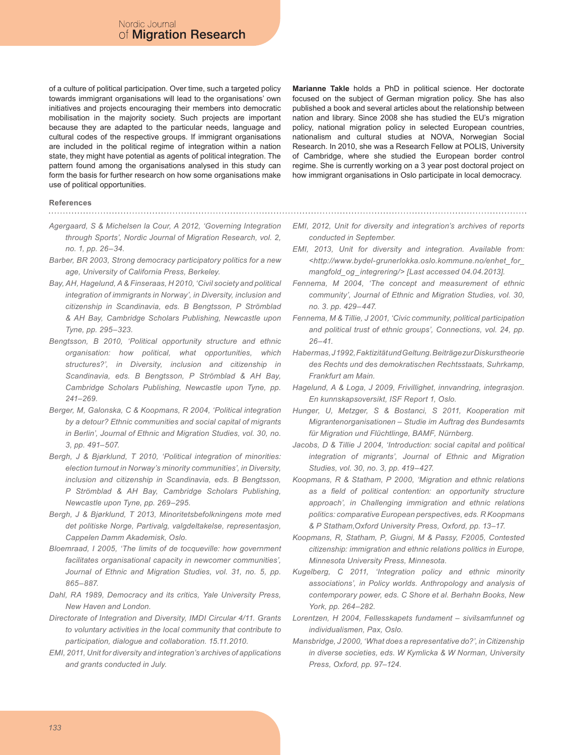of a culture of political participation. Over time, such a targeted policy towards immigrant organisations will lead to the organisations' own initiatives and projects encouraging their members into democratic mobilisation in the majority society. Such projects are important because they are adapted to the particular needs, language and cultural codes of the respective groups. If immigrant organisations are included in the political regime of integration within a nation state, they might have potential as agents of political integration. The pattern found among the organisations analysed in this study can form the basis for further research on how some organisations make use of political opportunities.

**Marianne Takle** holds a PhD in political science. Her doctorate focused on the subject of German migration policy. She has also published a book and several articles about the relationship between nation and library. Since 2008 she has studied the EU's migration policy, national migration policy in selected European countries, nationalism and cultural studies at NOVA, Norwegian Social Research. In 2010, she was a Research Fellow at POLIS, University of Cambridge, where she studied the European border control regime. She is currently working on a 3 year post doctoral project on how immigrant organisations in Oslo participate in local democracy.

## References

*Agergaard, S & Michelsen la Cour, A 2012, 'Governing Integration through Sports', Nordic Journal of Migration Research, vol. 2, no. 1, pp. 26–34.*

*Barber, BR 2003, Strong democracy participatory politics for a new age, University of California Press, Berkeley.*

*Bay, AH, Hagelund, A & Finseraas, H 2010, 'Civil society and political integration of immigrants in Norway', in Diversity, inclusion and citizenship in Scandinavia, eds. B Bengtsson, P Strömblad & AH Bay, Cambridge Scholars Publishing, Newcastle upon Tyne, pp. 295–323.*

*Bengtsson, B 2010, 'Political opportunity structure and ethnic organisation: how political, what opportunities, which structures?', in Diversity, inclusion and citizenship in Scandinavia, eds. B Bengtsson, P Strömblad & AH Bay, Cambridge Scholars Publishing, Newcastle upon Tyne, pp. 241–269.*

*Berger, M, Galonska, C & Koopmans, R 2004, 'Political integration by a detour? Ethnic communities and social capital of migrants in Berlin', Journal of Ethnic and Migration Studies, vol. 30, no. 3, pp. 491–507.*

*Bergh, J & Bjørklund, T 2010, 'Political integration of minorities: election turnout in Norway's minority communities', in Diversity, inclusion and citizenship in Scandinavia, eds. B Bengtsson, P Strömblad & AH Bay, Cambridge Scholars Publishing, Newcastle upon Tyne, pp. 269–295.*

*Bergh, J & Bjørklund, T 2013, Minoritetsbefolkningens mote med det politiske Norge, Partivalg, valgdeltakelse, representasjon, Cappelen Damm Akademisk, Oslo.*

*Bloemraad, I 2005, 'The limits of de tocqueville: how government facilitates organisational capacity in newcomer communities', Journal of Ethnic and Migration Studies, vol. 31, no. 5, pp. 865–887.*

*Dahl, RA 1989, Democracy and its critics, Yale University Press, New Haven and London.*

*Directorate of Integration and Diversity, IMDI Circular 4/11. Grants to voluntary activities in the local community that contribute to participation, dialogue and collaboration. 15.11.2010.*

*EMI, 2011, Unit for diversity and integration's archives of applications and grants conducted in July.*

*EMI, 2012, Unit for diversity and integration's archives of reports conducted in September.*

*EMI, 2013, Unit for diversity and integration. Available from: <http://www.bydel-grunerlokka.oslo.kommune.no/enhet_for_mangfold_og_integrering/> [Last accessed 04.04.2013].*

*Fennema, M 2004, 'The concept and measurement of ethnic community', Journal of Ethnic and Migration Studies, vol. 30, no. 3. pp. 429–447.*

*Fennema, M & Tillie, J 2001, 'Civic community, political participation and political trust of ethnic groups', Connections, vol. 24, pp. 26–41.*

*Habermas, J 1992, Faktizität und Geltung. Beiträge zur Diskurstheorie des Rechts und des demokratischen Rechtsstaats, Suhrkamp, Frankfurt am Main.*

*Hagelund, A & Loga, J 2009, Frivillighet, innvandring, integrasjon. En kunnskapsoversikt, ISF Report 1, Oslo.*

*Hunger, U, Metzger, S & Bostanci, S 2011, Kooperation mit Migrantenorganisationen – Studie im Auftrag des Bundesamts für Migration und Flüchtlinge, BAMF, Nürnberg.*

*Jacobs, D & Tillie J 2004, 'Introduction: social capital and political integration of migrants', Journal of Ethnic and Migration Studies, vol. 30, no. 3, pp. 419–427.*

*Koopmans, R & Statham, P 2000, 'Migration and ethnic relations as a field of political contention: an opportunity structure approach', in Challenging immigration and ethnic relations politics: comparative European perspectives, eds. R Koopmans & P Statham, Oxford University Press, Oxford, pp. 13–17.*

*Koopmans, R, Statham, P, Giugni, M & Passy, F2005, Contested citizenship: immigration and ethnic relations politics in Europe, Minnesota University Press, Minnesota.*

*Kugelberg, C 2011, 'Integration policy and ethnic minority associations', in Policy worlds. Anthropology and analysis of contemporary power, eds. C Shore et al. Berhahn Books, New York, pp. 264–282.*

*Lorentzen, H 2004, Fellesskapets fundament – sivilsamfunnet og individualismen, Pax, Oslo.*

*Mansbridge, J 2000, 'What does a representative do?', in Citizenship in diverse societies, eds. W Kymlicka & W Norman, University Press, Oxford, pp. 97–124.*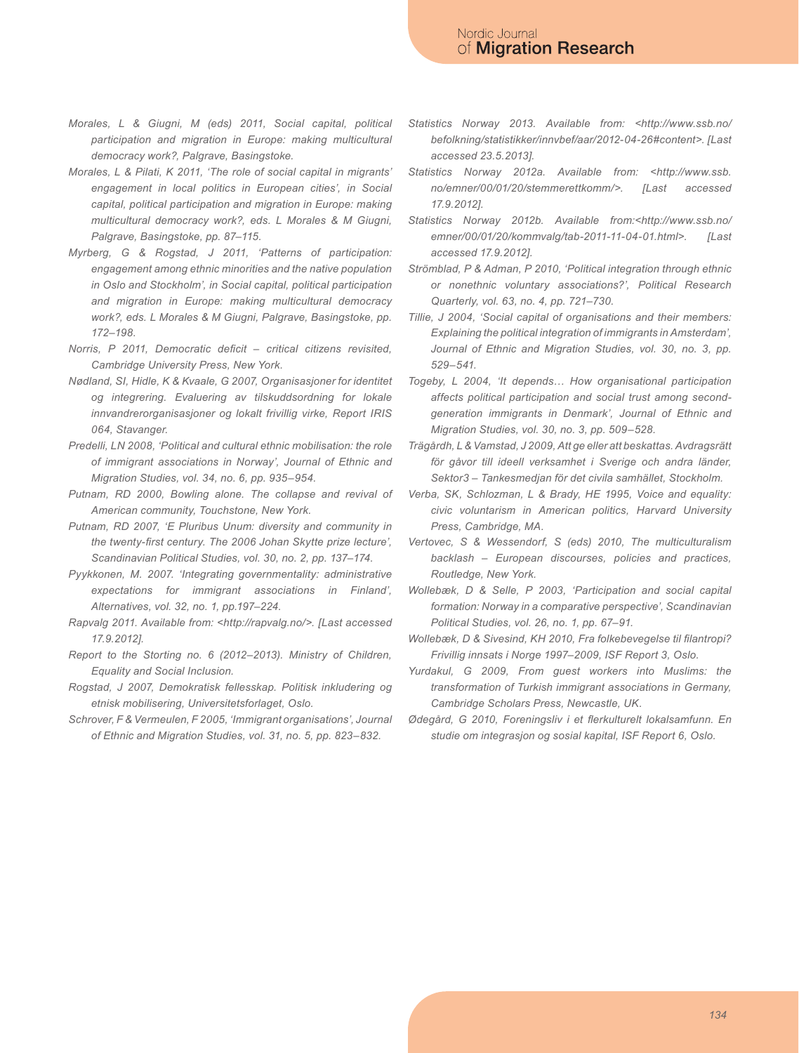*Morales, L & Giugni, M (eds) 2011, Social capital, political participation and migration in Europe: making multicultural democracy work?, Palgrave, Basingstoke.*

*Morales, L & Pilati, K 2011, 'The role of social capital in migrants' engagement in local politics in European cities', in Social capital, political participation and migration in Europe: making multicultural democracy work?, eds. L Morales & M Giugni, Palgrave, Basingstoke, pp. 87–115.*

*Myrberg, G & Rogstad, J 2011, 'Patterns of participation: engagement among ethnic minorities and the native population in Oslo and Stockholm', in Social capital, political participation and migration in Europe: making multicultural democracy work?, eds. L Morales & M Giugni, Palgrave, Basingstoke, pp. 172–198.*

*Norris, P 2011, Democratic deficit – critical citizens revisited, Cambridge University Press, New York.*

*Nødland, SI, Hidle, K & Kvaale, G 2007, Organisasjoner for identitet og integrering. Evaluering av tilskuddsordning for lokale innvandrerorganisasjoner og lokalt frivillig virke, Report IRIS 064, Stavanger.*

*Predelli, LN 2008, 'Political and cultural ethnic mobilisation: the role of immigrant associations in Norway', Journal of Ethnic and Migration Studies, vol. 34, no. 6, pp. 935–954.*

*Putnam, RD 2000, Bowling alone. The collapse and revival of American community, Touchstone, New York.*

*Putnam, RD 2007, 'E Pluribus Unum: diversity and community in the twenty-first century. The 2006 Johan Skytte prize lecture', Scandinavian Political Studies, vol. 30, no. 2, pp. 137–174.*

*Pyykkonen, M. 2007. 'Integrating governmentality: administrative expectations for immigrant associations in Finland', Alternatives, vol. 32, no. 1, pp.197–224.*

*Rapvalg 2011. Available from: <http://rapvalg.no/>. [Last accessed 17.9.2012].*

*Report to the Storting no. 6 (2012–2013). Ministry of Children, Equality and Social Inclusion.*

*Rogstad, J 2007, Demokratisk fellesskap. Politisk inkludering og etnisk mobilisering, Universitetsforlaget, Oslo.*

*Schrover, F & Vermeulen, F 2005, 'Immigrant organisations', Journal of Ethnic and Migration Studies, vol. 31, no. 5, pp. 823–832.*

*Statistics Norway 2013. Available from: <http://www.ssb.no/befolkning/statistikker/innvbef/aar/2012-04-26#content>. [Last accessed 23.5.2013].*

*Statistics Norway 2012a. Available from: <http://www.ssb.no/emner/00/01/20/stemmerettkomm/>. [Last accessed 17.9.2012].*

*Statistics Norway 2012b. Available from:<http://www.ssb.no/emner/00/01/20/kommvalg/tab-2011-11-04-01.html>. [Last accessed 17.9.2012].*

*Strömblad, P & Adman, P 2010, 'Political integration through ethnic or nonethnic voluntary associations?', Political Research Quarterly, vol. 63, no. 4, pp. 721–730.*

*Tillie, J 2004, 'Social capital of organisations and their members: Explaining the political integration of immigrants in Amsterdam', Journal of Ethnic and Migration Studies, vol. 30, no. 3, pp. 529–541.*

*Togeby, L 2004, 'It depends… How organisational participation affects political participation and social trust among second-generation immigrants in Denmark', Journal of Ethnic and Migration Studies, vol. 30, no. 3, pp. 509–528.*

*Trägårdh, L & Vamstad, J 2009, Att ge eller att beskattas. Avdragsrätt för gåvor till ideell verksamhet i Sverige och andra länder, Sektor3 – Tankesmedjan för det civila samhället, Stockholm.*

*Verba, SK, Schlozman, L & Brady, HE 1995, Voice and equality: civic voluntarism in American politics, Harvard University Press, Cambridge, MA.*

*Vertovec, S & Wessendorf, S (eds) 2010, The multiculturalism backlash – European discourses, policies and practices, Routledge, New York.*

*Wollebæk, D & Selle, P 2003, 'Participation and social capital formation: Norway in a comparative perspective', Scandinavian Political Studies, vol. 26, no. 1, pp. 67–91.*

*Wollebæk, D & Sivesind, KH 2010, Fra folkebevegelse til filantropi? Frivillig innsats i Norge 1997–2009, ISF Report 3, Oslo.*

*Yurdakul, G 2009, From guest workers into Muslims: the transformation of Turkish immigrant associations in Germany, Cambridge Scholars Press, Newcastle, UK.*

*Ødegård, G 2010, Foreningsliv i et flerkulturelt lokalsamfunn. En studie om integrasjon og sosial kapital, ISF Report 6, Oslo.*